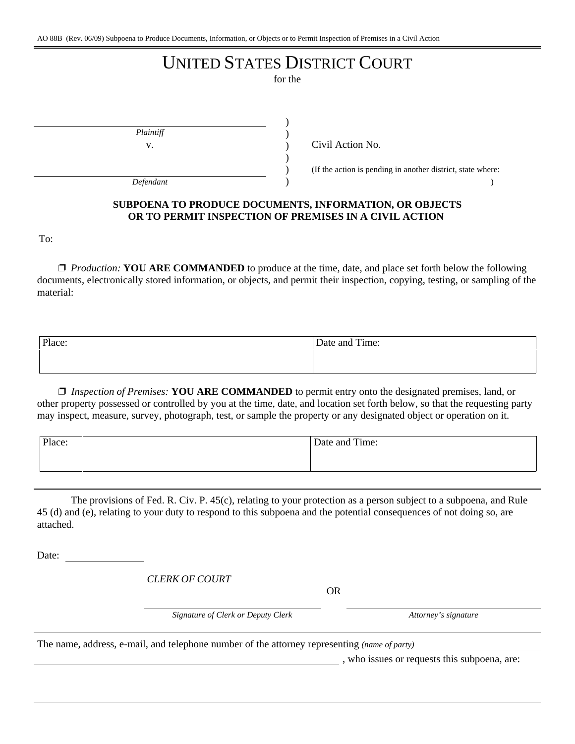AO 88B (Rev. 06/09) Subpoena to Produce Documents, Information, or Objects or to Permit Inspection of Premises in a Civil Action

# UNITED STATES DISTRICT COURT

for the

_______________________________
*Plaintiff*

v.

_______________________________
*Defendant*

Civil Action No.

(If the action is pending in another district, state where: )

## SUBPOENA TO PRODUCE DOCUMENTS, INFORMATION, OR OBJECTS OR TO PERMIT INSPECTION OF PREMISES IN A CIVIL ACTION

To:

❒ *Production:* **YOU ARE COMMANDED** to produce at the time, date, and place set forth below the following documents, electronically stored information, or objects, and permit their inspection, copying, testing, or sampling of the material:

| Place: | Date and Time: |
|---|---|
| | |

❒ *Inspection of Premises:* **YOU ARE COMMANDED** to permit entry onto the designated premises, land, or other property possessed or controlled by you at the time, date, and location set forth below, so that the requesting party may inspect, measure, survey, photograph, test, or sample the property or any designated object or operation on it.

| Place: | Date and Time: |
|---|---|
| | |

The provisions of Fed. R. Civ. P. 45(c), relating to your protection as a person subject to a subpoena, and Rule 45 (d) and (e), relating to your duty to respond to this subpoena and the potential consequences of not doing so, are attached.

Date: _______________

*CLERK OF COURT*

OR

_______________________________
*Signature of Clerk or Deputy Clerk*

_______________________________
*Attorney's signature*

The name, address, e-mail, and telephone number of the attorney representing *(name of party)* _______________________________ , who issues or requests this subpoena, are: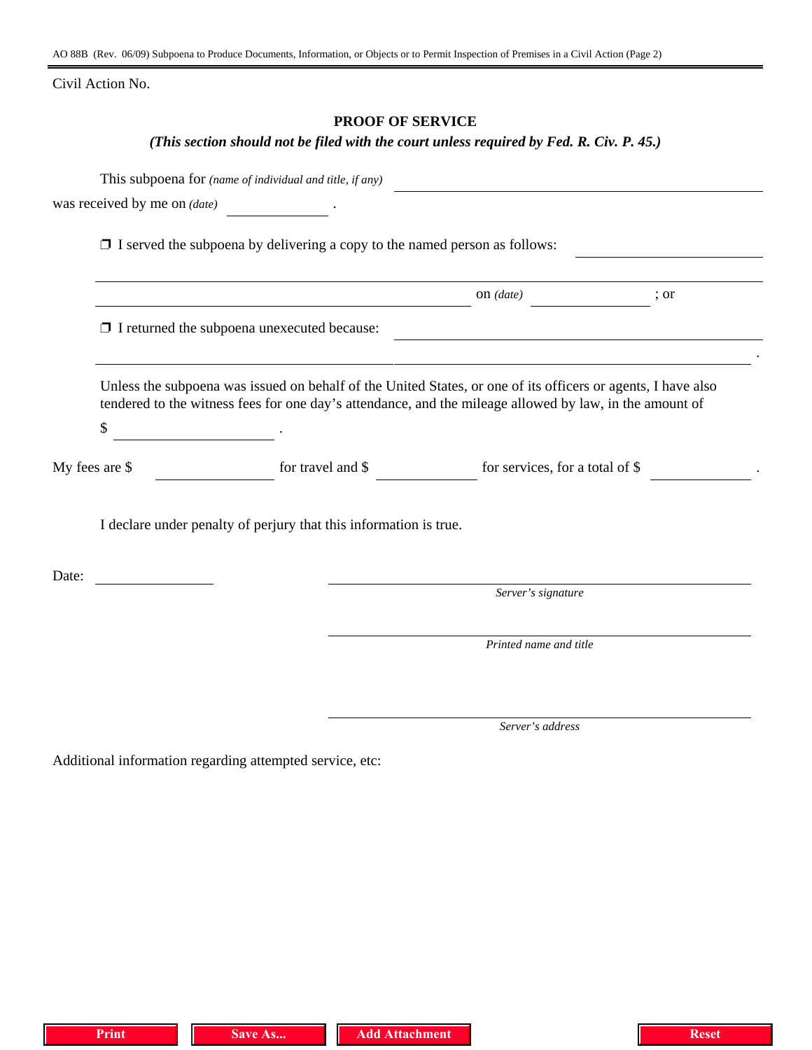Civil Action No.

**PROOF OF SERVICE**

***(This section should not be filed with the court unless required by Fed. R. Civ. P. 45.)***

This subpoena for *(name of individual and title, if any)* ______________________________

was received by me on *(date)* ______________ .

❐ I served the subpoena by delivering a copy to the named person as follows: ______________

______________________________________________ on *(date)* ______________ ; or

❐ I returned the subpoena unexecuted because: ______________________________

______________________________________________ .

Unless the subpoena was issued on behalf of the United States, or one of its officers or agents, I have also tendered to the witness fees for one day's attendance, and the mileage allowed by law, in the amount of

$ ______________ .

My fees are $ ______________ for travel and $ ______________ for services, for a total of $ ______________ .

I declare under penalty of perjury that this information is true.

Date: ______________

______________________________
*Server's signature*

______________________________
*Printed name and title*

______________________________
*Server's address*

Additional information regarding attempted service, etc: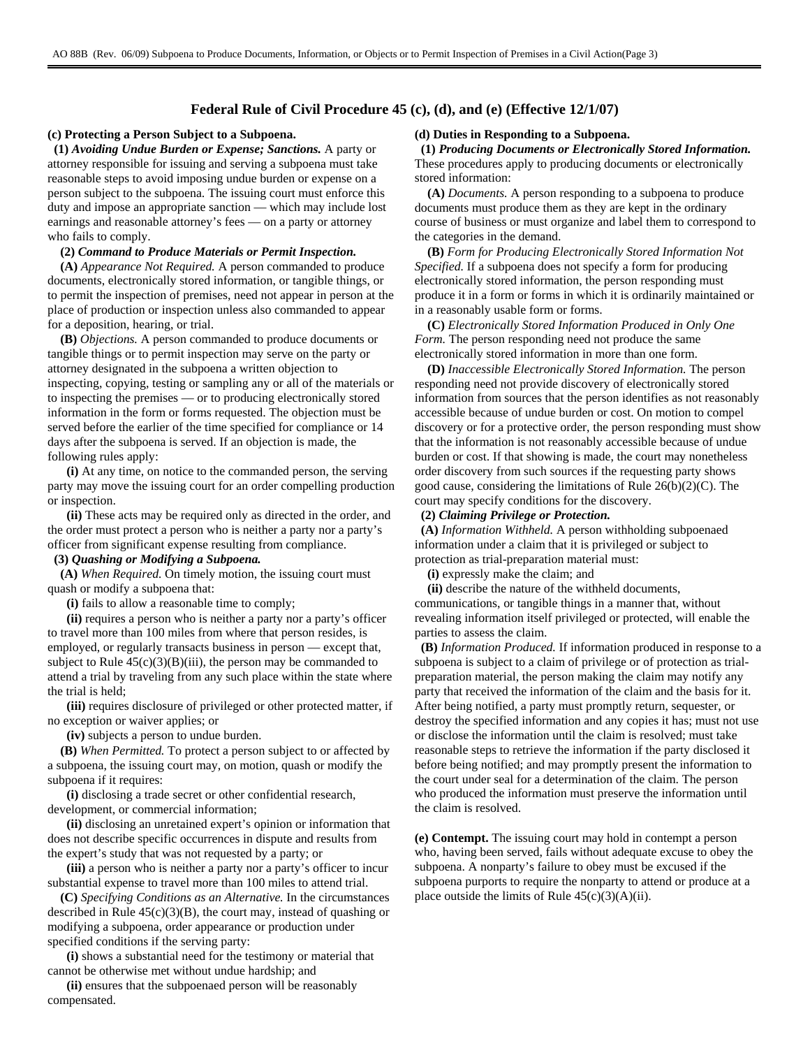## Federal Rule of Civil Procedure 45 (c), (d), and (e) (Effective 12/1/07)

**(c) Protecting a Person Subject to a Subpoena.**

**(1)** ***Avoiding Undue Burden or Expense; Sanctions.*** A party or attorney responsible for issuing and serving a subpoena must take reasonable steps to avoid imposing undue burden or expense on a person subject to the subpoena. The issuing court must enforce this duty and impose an appropriate sanction — which may include lost earnings and reasonable attorney's fees — on a party or attorney who fails to comply.

**(2)** ***Command to Produce Materials or Permit Inspection.***

**(A)** *Appearance Not Required.* A person commanded to produce documents, electronically stored information, or tangible things, or to permit the inspection of premises, need not appear in person at the place of production or inspection unless also commanded to appear for a deposition, hearing, or trial.

**(B)** *Objections.* A person commanded to produce documents or tangible things or to permit inspection may serve on the party or attorney designated in the subpoena a written objection to inspecting, copying, testing or sampling any or all of the materials or to inspecting the premises — or to producing electronically stored information in the form or forms requested. The objection must be served before the earlier of the time specified for compliance or 14 days after the subpoena is served. If an objection is made, the following rules apply:

**(i)** At any time, on notice to the commanded person, the serving party may move the issuing court for an order compelling production or inspection.

**(ii)** These acts may be required only as directed in the order, and the order must protect a person who is neither a party nor a party's officer from significant expense resulting from compliance.

**(3)** ***Quashing or Modifying a Subpoena.***

**(A)** *When Required.* On timely motion, the issuing court must quash or modify a subpoena that:

**(i)** fails to allow a reasonable time to comply;

**(ii)** requires a person who is neither a party nor a party's officer to travel more than 100 miles from where that person resides, is employed, or regularly transacts business in person — except that, subject to Rule 45(c)(3)(B)(iii), the person may be commanded to attend a trial by traveling from any such place within the state where the trial is held;

**(iii)** requires disclosure of privileged or other protected matter, if no exception or waiver applies; or

**(iv)** subjects a person to undue burden.

**(B)** *When Permitted.* To protect a person subject to or affected by a subpoena, the issuing court may, on motion, quash or modify the subpoena if it requires:

**(i)** disclosing a trade secret or other confidential research, development, or commercial information;

**(ii)** disclosing an unretained expert's opinion or information that does not describe specific occurrences in dispute and results from the expert's study that was not requested by a party; or

**(iii)** a person who is neither a party nor a party's officer to incur substantial expense to travel more than 100 miles to attend trial.

**(C)** *Specifying Conditions as an Alternative.* In the circumstances described in Rule 45(c)(3)(B), the court may, instead of quashing or modifying a subpoena, order appearance or production under specified conditions if the serving party:

**(i)** shows a substantial need for the testimony or material that cannot be otherwise met without undue hardship; and

**(ii)** ensures that the subpoenaed person will be reasonably compensated.

**(d) Duties in Responding to a Subpoena.**

**(1)** ***Producing Documents or Electronically Stored Information.*** These procedures apply to producing documents or electronically stored information:

**(A)** *Documents.* A person responding to a subpoena to produce documents must produce them as they are kept in the ordinary course of business or must organize and label them to correspond to the categories in the demand.

**(B)** *Form for Producing Electronically Stored Information Not Specified.* If a subpoena does not specify a form for producing electronically stored information, the person responding must produce it in a form or forms in which it is ordinarily maintained or in a reasonably usable form or forms.

**(C)** *Electronically Stored Information Produced in Only One Form.* The person responding need not produce the same electronically stored information in more than one form.

**(D)** *Inaccessible Electronically Stored Information.* The person responding need not provide discovery of electronically stored information from sources that the person identifies as not reasonably accessible because of undue burden or cost. On motion to compel discovery or for a protective order, the person responding must show that the information is not reasonably accessible because of undue burden or cost. If that showing is made, the court may nonetheless order discovery from such sources if the requesting party shows good cause, considering the limitations of Rule 26(b)(2)(C). The court may specify conditions for the discovery.

**(2)** ***Claiming Privilege or Protection.***

**(A)** *Information Withheld.* A person withholding subpoenaed information under a claim that it is privileged or subject to protection as trial-preparation material must:

**(i)** expressly make the claim; and

**(ii)** describe the nature of the withheld documents, communications, or tangible things in a manner that, without revealing information itself privileged or protected, will enable the parties to assess the claim.

**(B)** *Information Produced.* If information produced in response to a subpoena is subject to a claim of privilege or of protection as trial-preparation material, the person making the claim may notify any party that received the information of the claim and the basis for it. After being notified, a party must promptly return, sequester, or destroy the specified information and any copies it has; must not use or disclose the information until the claim is resolved; must take reasonable steps to retrieve the information if the party disclosed it before being notified; and may promptly present the information to the court under seal for a determination of the claim. The person who produced the information must preserve the information until the claim is resolved.

**(e) Contempt.** The issuing court may hold in contempt a person who, having been served, fails without adequate excuse to obey the subpoena. A nonparty's failure to obey must be excused if the subpoena purports to require the nonparty to attend or produce at a place outside the limits of Rule 45(c)(3)(A)(ii).